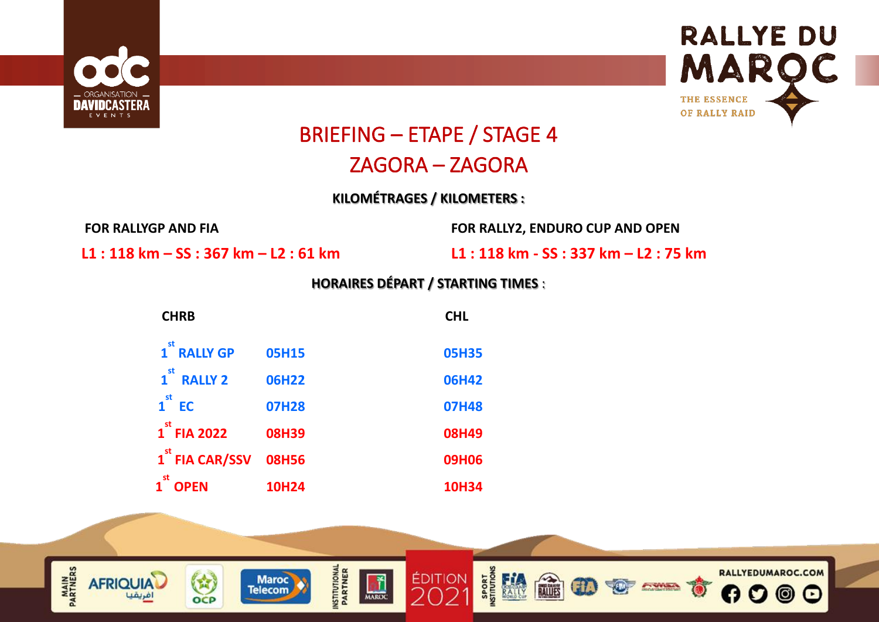# BRIEFING – ETAPE / STAGE 4

## ZAGORA – ZAGORA

**KILOMÉTRAGES / KILOMETERS :**

**FOR RALLYGP AND FIA**

**L1 : 118 km – SS : 367 km – L2 : 61 km**

**FOR RALLY2, ENDURO CUP AND OPEN**

**L1 : 118 km - SS : 337 km – L2 : 75 km**

**HORAIRES DÉPART / STARTING TIMES :**

| | CHRB | CHL |
|---|---|---|
| 1st RALLY GP | 05H15 | 05H35 |
| 1st RALLY 2 | 06H22 | 06H42 |
| 1st EC | 07H28 | 07H48 |
| 1st FIA 2022 | 08H39 | 08H49 |
| 1st FIA CAR/SSV | 08H56 | 09H06 |
| 1st OPEN | 10H24 | 10H34 |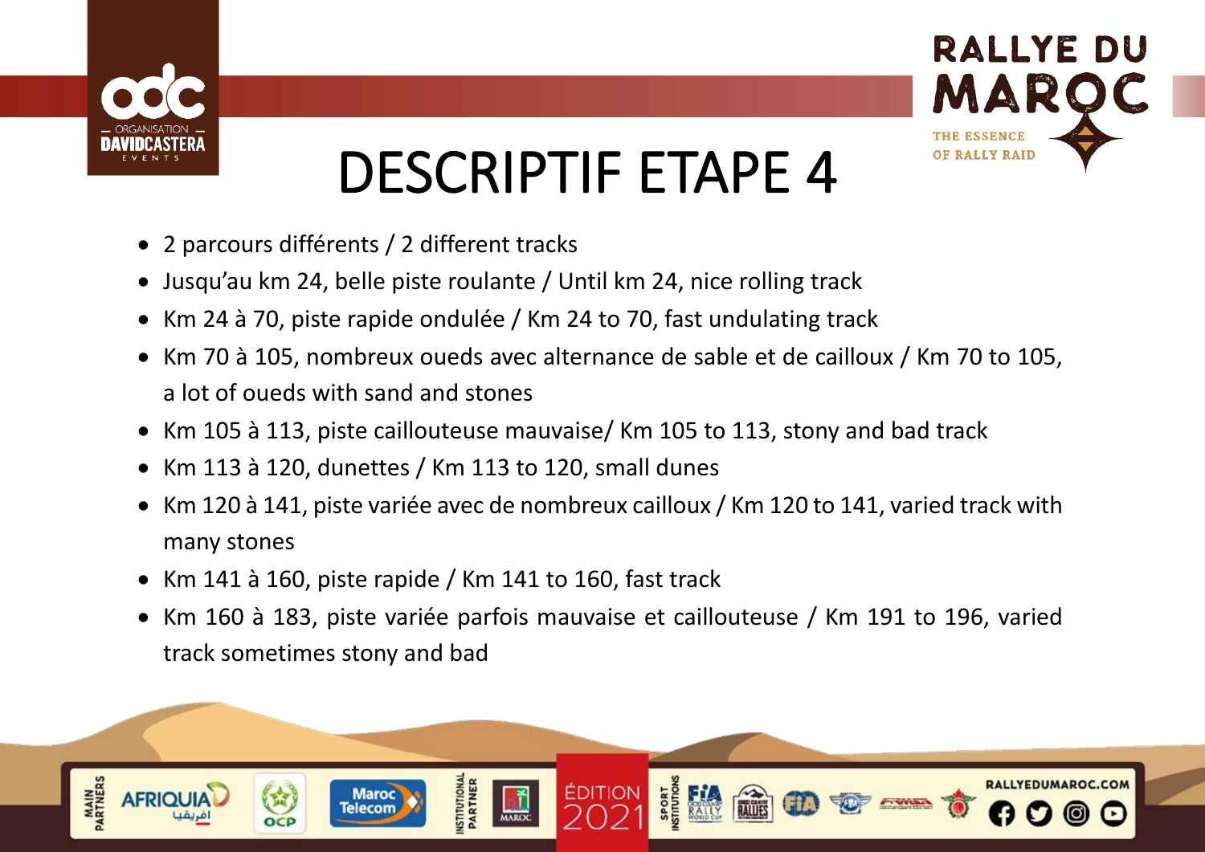# DESCRIPTIF ETAPE 4

- 2 parcours différents / 2 different tracks
- Jusqu'au km 24, belle piste roulante / Until km 24, nice rolling track
- Km 24 à 70, piste rapide ondulée / Km 24 to 70, fast undulating track
- Km 70 à 105, nombreux oueds avec alternance de sable et de cailloux / Km 70 to 105, a lot of oueds with sand and stones
- Km 105 à 113, piste caillouteuse mauvaise/ Km 105 to 113, stony and bad track
- Km 113 à 120, dunettes / Km 113 to 120, small dunes
- Km 120 à 141, piste variée avec de nombreux cailloux / Km 120 to 141, varied track with many stones
- Km 141 à 160, piste rapide / Km 141 to 160, fast track
- Km 160 à 183, piste variée parfois mauvaise et caillouteuse / Km 191 to 196, varied track sometimes stony and bad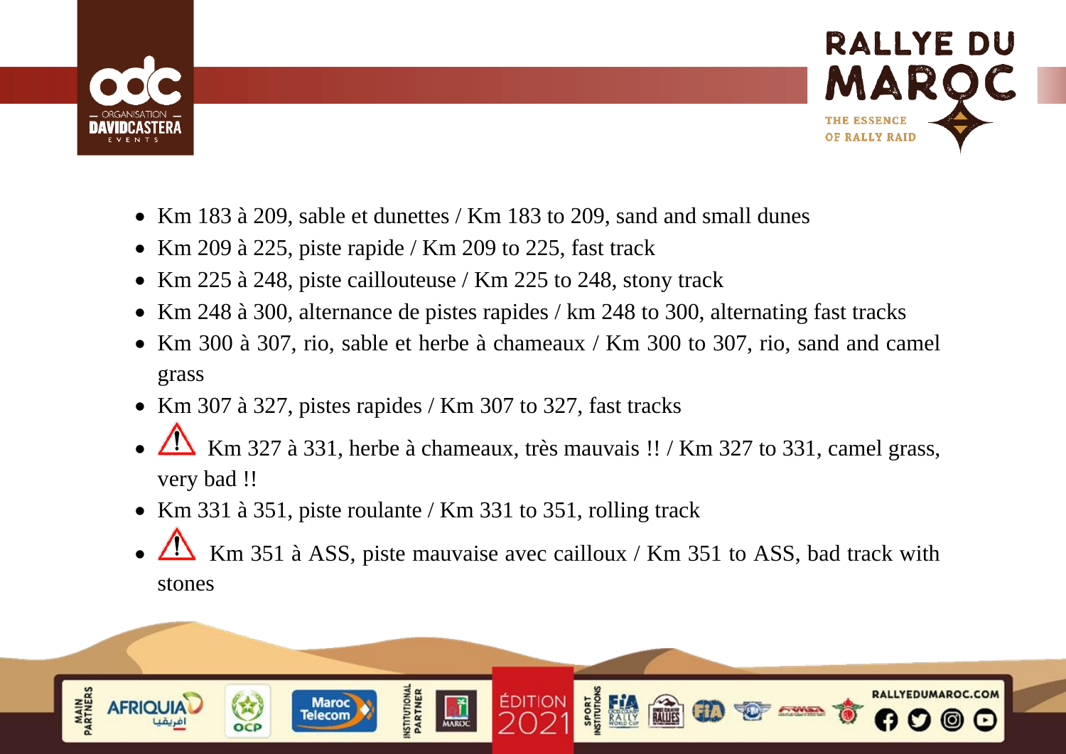- Km 183 à 209, sable et dunettes / Km 183 to 209, sand and small dunes
- Km 209 à 225, piste rapide / Km 209 to 225, fast track
- Km 225 à 248, piste caillouteuse / Km 225 to 248, stony track
- Km 248 à 300, alternance de pistes rapides / km 248 to 300, alternating fast tracks
- Km 300 à 307, rio, sable et herbe à chameaux / Km 300 to 307, rio, sand and camel grass
- Km 307 à 327, pistes rapides / Km 307 to 327, fast tracks
- ⚠ Km 327 à 331, herbe à chameaux, très mauvais !! / Km 327 to 331, camel grass, very bad !!
- Km 331 à 351, piste roulante / Km 331 to 351, rolling track
- ⚠ Km 351 à ASS, piste mauvaise avec cailloux / Km 351 to ASS, bad track with stones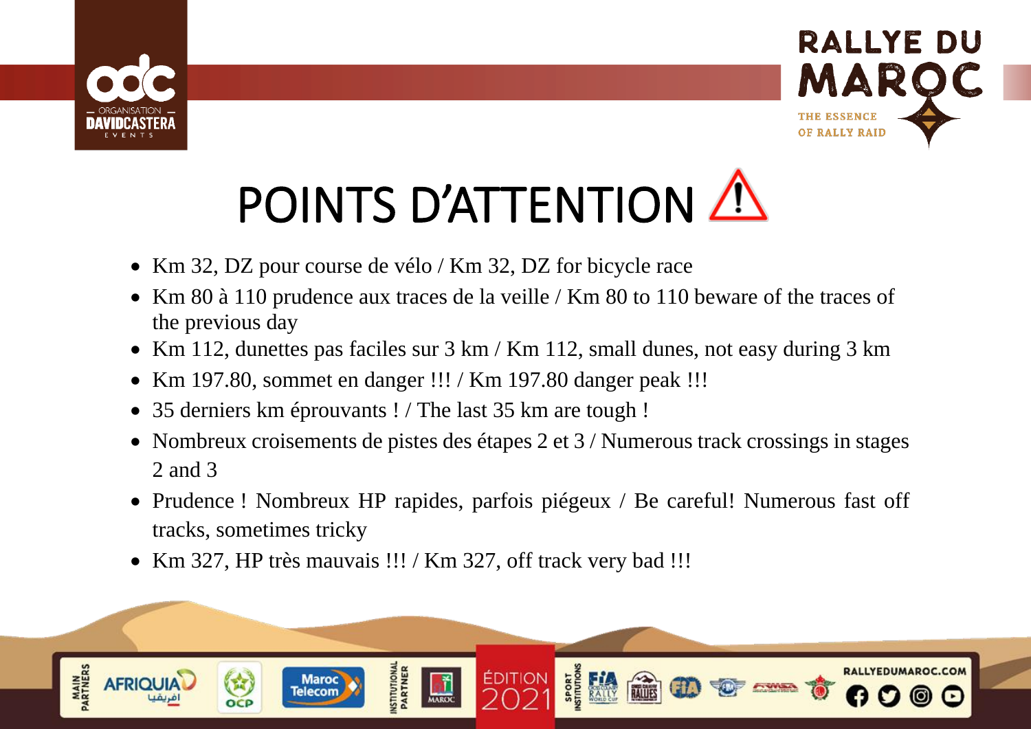# POINTS D'ATTENTION ⚠

- Km 32, DZ pour course de vélo / Km 32, DZ for bicycle race
- Km 80 à 110 prudence aux traces de la veille / Km 80 to 110 beware of the traces of the previous day
- Km 112, dunettes pas faciles sur 3 km / Km 112, small dunes, not easy during 3 km
- Km 197.80, sommet en danger !!! / Km 197.80 danger peak !!!
- 35 derniers km éprouvants ! / The last 35 km are tough !
- Nombreux croisements de pistes des étapes 2 et 3 / Numerous track crossings in stages 2 and 3
- Prudence ! Nombreux HP rapides, parfois piégeux / Be careful! Numerous fast off tracks, sometimes tricky
- Km 327, HP très mauvais !!! / Km 327, off track very bad !!!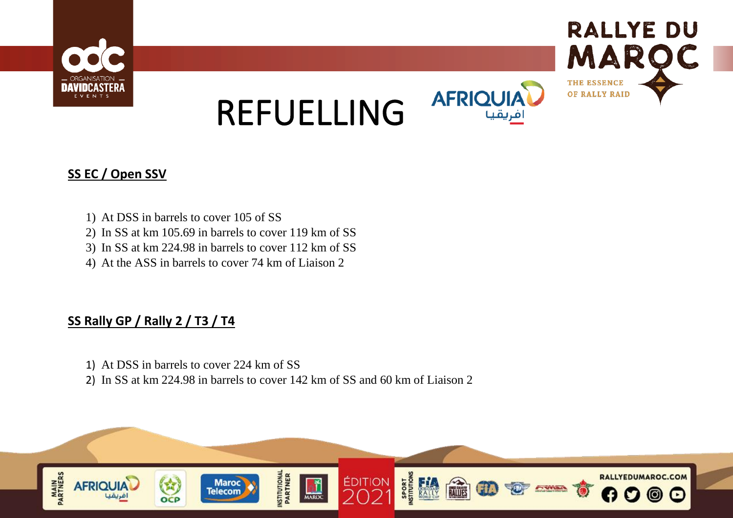# REFUELLING

## SS EC / Open SSV

1) At DSS in barrels to cover 105 of SS
2) In SS at km 105.69 in barrels to cover 119 km of SS
3) In SS at km 224.98 in barrels to cover 112 km of SS
4) At the ASS in barrels to cover 74 km of Liaison 2

## SS Rally GP / Rally 2 / T3 / T4

1) At DSS in barrels to cover 224 km of SS
2) In SS at km 224.98 in barrels to cover 142 km of SS and 60 km of Liaison 2